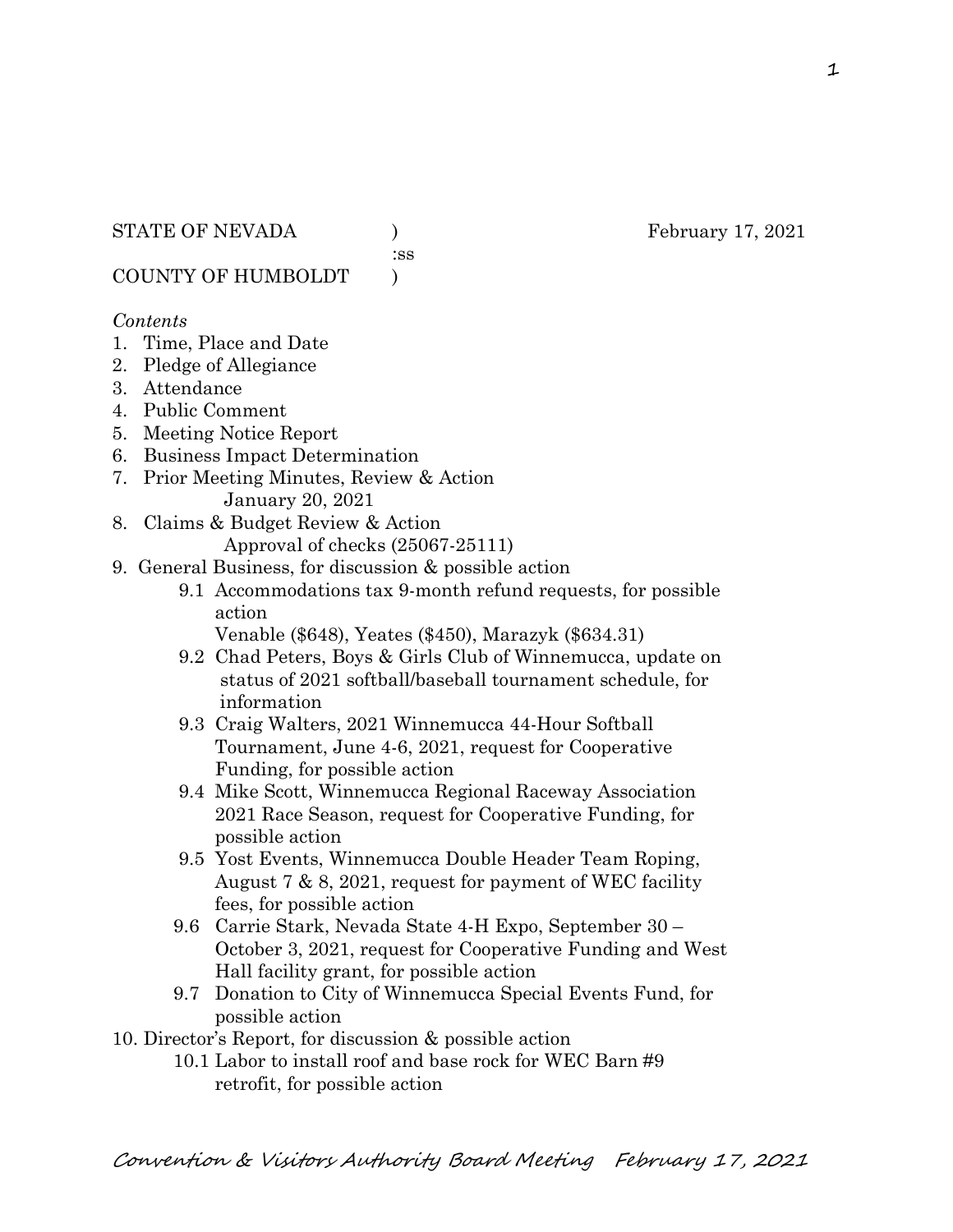STATE OF NEVADA ) February 17, 2021

:ss

COUNTY OF HUMBOLDT )

*Contents*

1. Time, Place and Date
2. Pledge of Allegiance
3. Attendance
4. Public Comment
5. Meeting Notice Report
6. Business Impact Determination
7. Prior Meeting Minutes, Review & Action
   January 20, 2021
8. Claims & Budget Review & Action
   Approval of checks (25067-25111)
9. General Business, for discussion & possible action
   - 9.1 Accommodations tax 9-month refund requests, for possible action
     Venable ($648), Yeates ($450), Marazyk ($634.31)
   - 9.2 Chad Peters, Boys & Girls Club of Winnemucca, update on status of 2021 softball/baseball tournament schedule, for information
   - 9.3 Craig Walters, 2021 Winnemucca 44-Hour Softball Tournament, June 4-6, 2021, request for Cooperative Funding, for possible action
   - 9.4 Mike Scott, Winnemucca Regional Raceway Association 2021 Race Season, request for Cooperative Funding, for possible action
   - 9.5 Yost Events, Winnemucca Double Header Team Roping, August 7 & 8, 2021, request for payment of WEC facility fees, for possible action
   - 9.6 Carrie Stark, Nevada State 4-H Expo, September 30 – October 3, 2021, request for Cooperative Funding and West Hall facility grant, for possible action
   - 9.7 Donation to City of Winnemucca Special Events Fund, for possible action
10. Director's Report, for discussion & possible action
    - 10.1 Labor to install roof and base rock for WEC Barn #9 retrofit, for possible action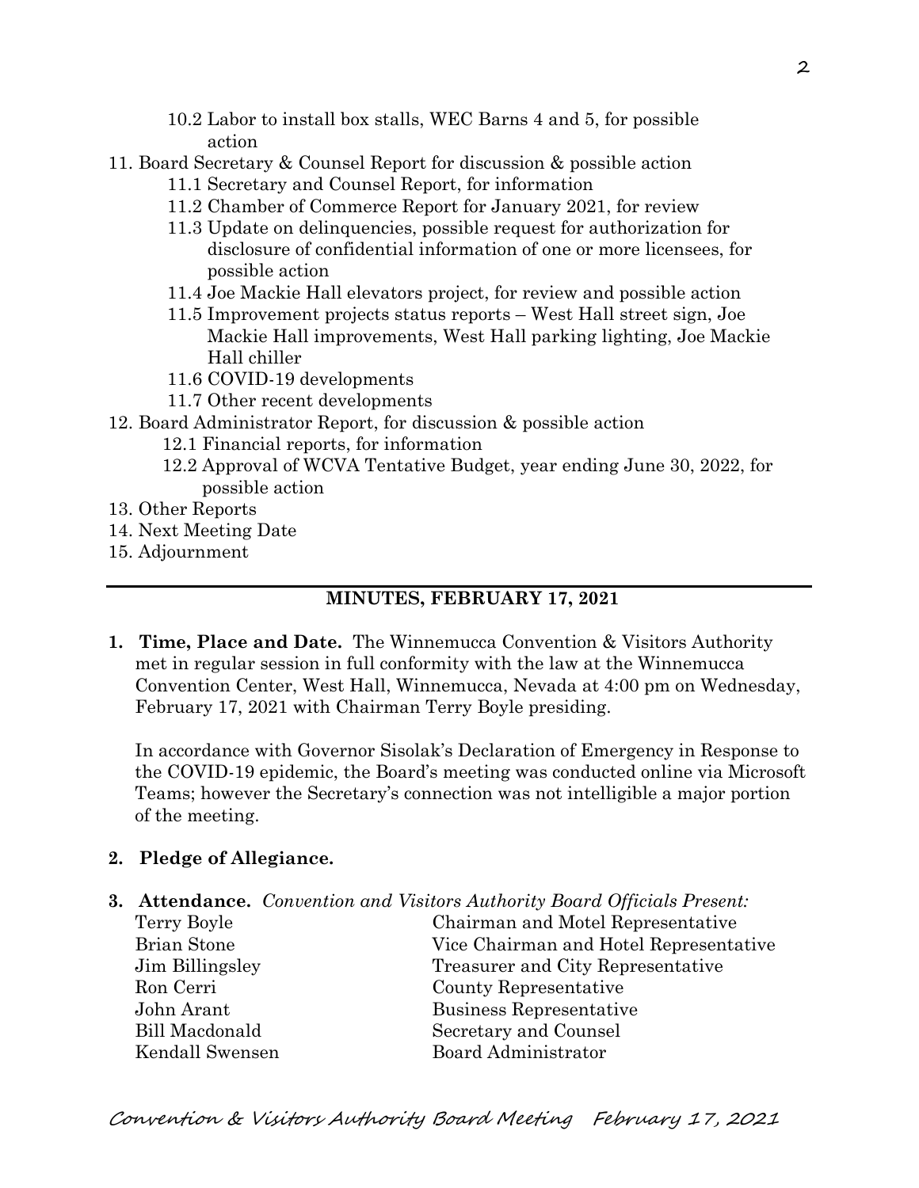10.2 Labor to install box stalls, WEC Barns 4 and 5, for possible action
11. Board Secretary & Counsel Report for discussion & possible action
   11.1 Secretary and Counsel Report, for information
   11.2 Chamber of Commerce Report for January 2021, for review
   11.3 Update on delinquencies, possible request for authorization for disclosure of confidential information of one or more licensees, for possible action
   11.4 Joe Mackie Hall elevators project, for review and possible action
   11.5 Improvement projects status reports – West Hall street sign, Joe Mackie Hall improvements, West Hall parking lighting, Joe Mackie Hall chiller
   11.6 COVID-19 developments
   11.7 Other recent developments
12. Board Administrator Report, for discussion & possible action
   12.1 Financial reports, for information
   12.2 Approval of WCVA Tentative Budget, year ending June 30, 2022, for possible action
13. Other Reports
14. Next Meeting Date
15. Adjournment

---

## MINUTES, FEBRUARY 17, 2021

**1. Time, Place and Date.** The Winnemucca Convention & Visitors Authority met in regular session in full conformity with the law at the Winnemucca Convention Center, West Hall, Winnemucca, Nevada at 4:00 pm on Wednesday, February 17, 2021 with Chairman Terry Boyle presiding.

In accordance with Governor Sisolak's Declaration of Emergency in Response to the COVID-19 epidemic, the Board's meeting was conducted online via Microsoft Teams; however the Secretary's connection was not intelligible a major portion of the meeting.

**2. Pledge of Allegiance.**

**3. Attendance.** *Convention and Visitors Authority Board Officials Present:*

| | |
|---|---|
| Terry Boyle | Chairman and Motel Representative |
| Brian Stone | Vice Chairman and Hotel Representative |
| Jim Billingsley | Treasurer and City Representative |
| Ron Cerri | County Representative |
| John Arant | Business Representative |
| Bill Macdonald | Secretary and Counsel |
| Kendall Swensen | Board Administrator |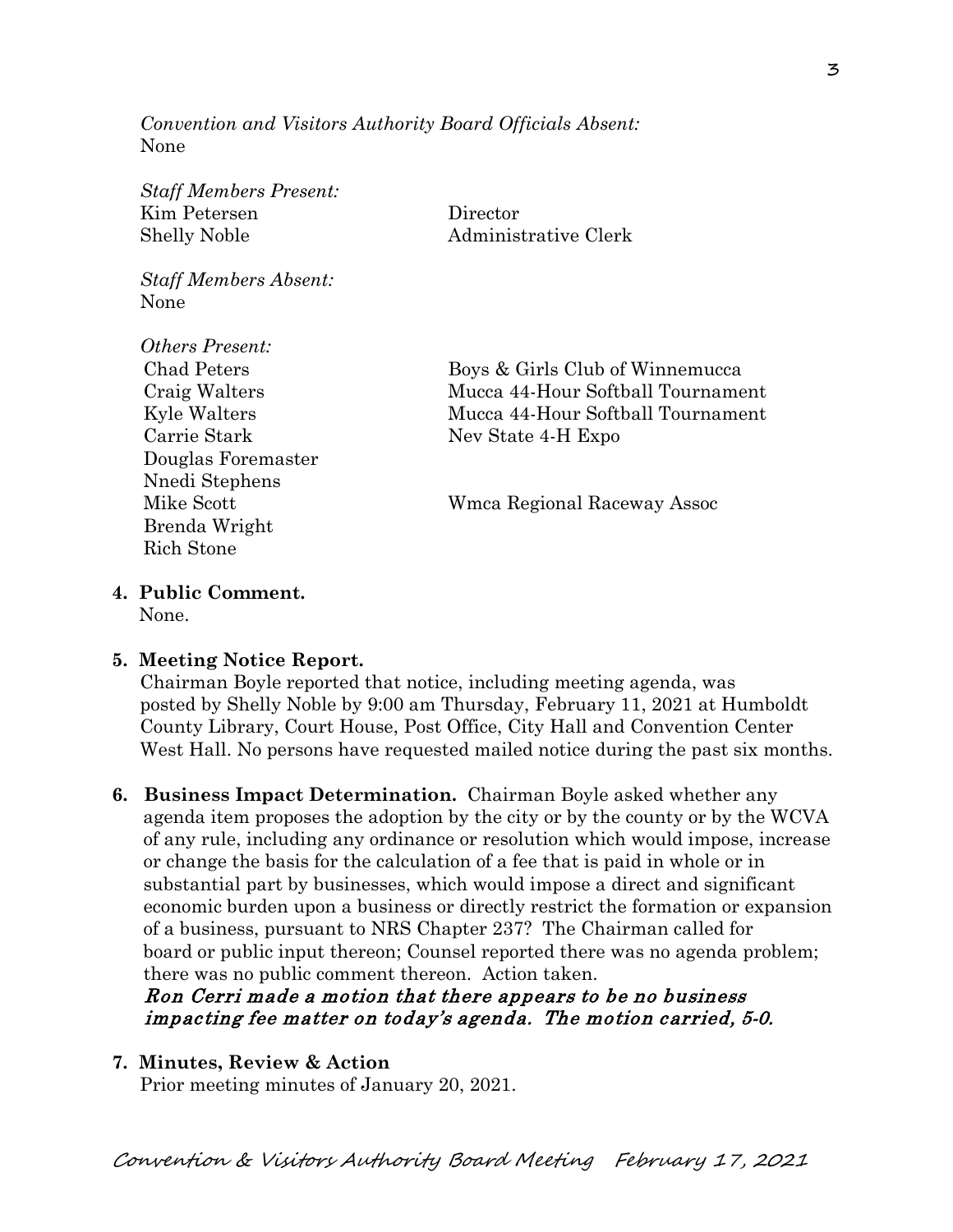*Convention and Visitors Authority Board Officials Absent:*
None

*Staff Members Present:*

| | |
|---|---|
| Kim Petersen | Director |
| Shelly Noble | Administrative Clerk |

*Staff Members Absent:*
None

*Others Present:*

| | |
|---|---|
| Chad Peters | Boys & Girls Club of Winnemucca |
| Craig Walters | Mucca 44-Hour Softball Tournament |
| Kyle Walters | Mucca 44-Hour Softball Tournament |
| Carrie Stark | Nev State 4-H Expo |
| Douglas Foremaster | |
| Nnedi Stephens | |
| Mike Scott | Wmca Regional Raceway Assoc |
| Brenda Wright | |
| Rich Stone | |

**4. Public Comment.**
None.

**5. Meeting Notice Report.**
Chairman Boyle reported that notice, including meeting agenda, was posted by Shelly Noble by 9:00 am Thursday, February 11, 2021 at Humboldt County Library, Court House, Post Office, City Hall and Convention Center West Hall. No persons have requested mailed notice during the past six months.

**6. Business Impact Determination.** Chairman Boyle asked whether any agenda item proposes the adoption by the city or by the county or by the WCVA of any rule, including any ordinance or resolution which would impose, increase or change the basis for the calculation of a fee that is paid in whole or in substantial part by businesses, which would impose a direct and significant economic burden upon a business or directly restrict the formation or expansion of a business, pursuant to NRS Chapter 237? The Chairman called for board or public input thereon; Counsel reported there was no agenda problem; there was no public comment thereon. Action taken.
***Ron Cerri made a motion that there appears to be no business impacting fee matter on today's agenda. The motion carried, 5-0.***

**7. Minutes, Review & Action**
Prior meeting minutes of January 20, 2021.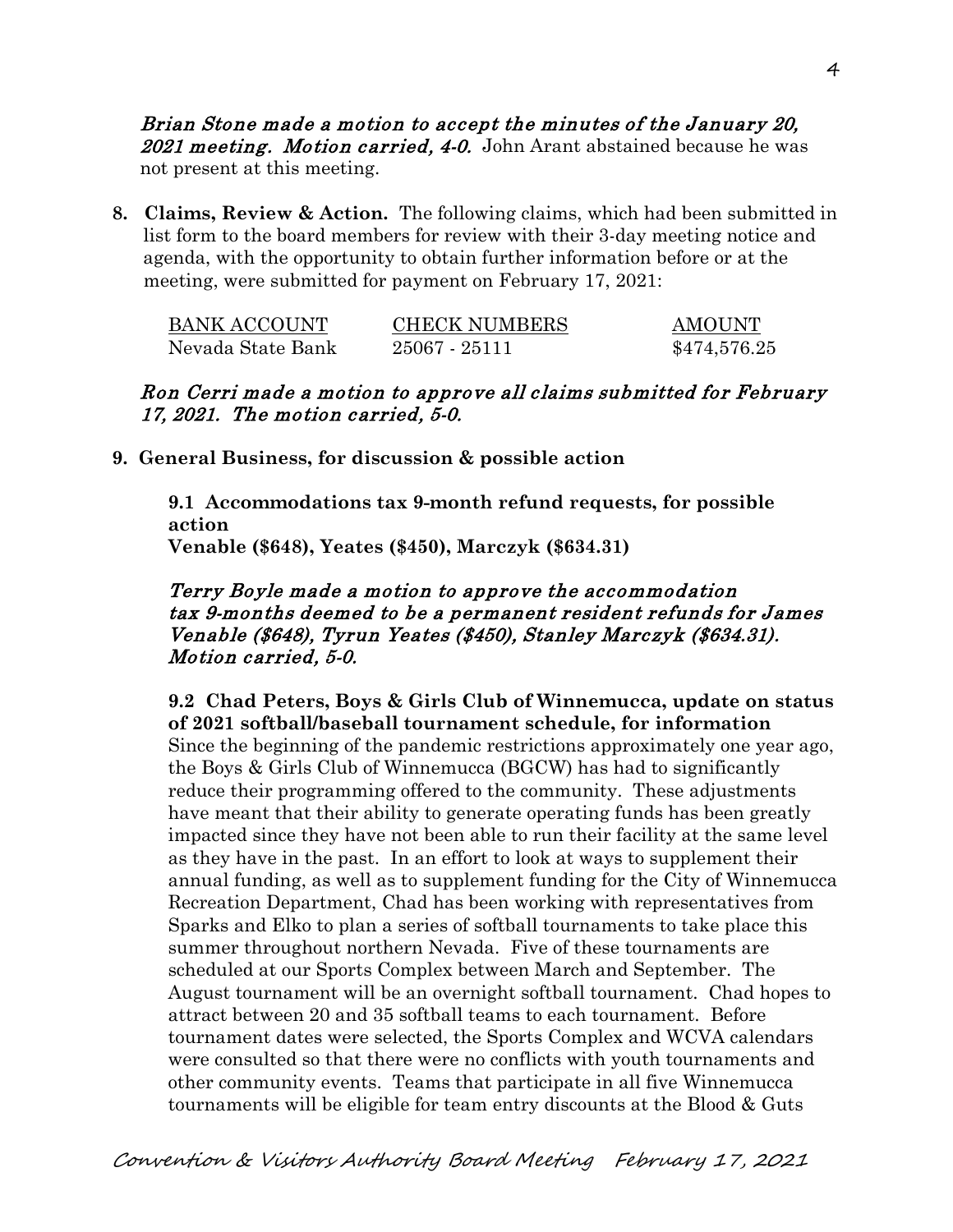*Brian Stone made a motion to accept the minutes of the January 20, 2021 meeting. Motion carried, 4-0.* John Arant abstained because he was not present at this meeting.

**8. Claims, Review & Action.** The following claims, which had been submitted in list form to the board members for review with their 3-day meeting notice and agenda, with the opportunity to obtain further information before or at the meeting, were submitted for payment on February 17, 2021:

| BANK ACCOUNT | CHECK NUMBERS | AMOUNT |
|---|---|---|
| Nevada State Bank | 25067 - 25111 | $474,576.25 |

*Ron Cerri made a motion to approve all claims submitted for February 17, 2021. The motion carried, 5-0.*

**9. General Business, for discussion & possible action**

**9.1 Accommodations tax 9-month refund requests, for possible action**
**Venable ($648), Yeates ($450), Marczyk ($634.31)**

*Terry Boyle made a motion to approve the accommodation tax 9-months deemed to be a permanent resident refunds for James Venable ($648), Tyrun Yeates ($450), Stanley Marczyk ($634.31). Motion carried, 5-0.*

**9.2 Chad Peters, Boys & Girls Club of Winnemucca, update on status of 2021 softball/baseball tournament schedule, for information**
Since the beginning of the pandemic restrictions approximately one year ago, the Boys & Girls Club of Winnemucca (BGCW) has had to significantly reduce their programming offered to the community. These adjustments have meant that their ability to generate operating funds has been greatly impacted since they have not been able to run their facility at the same level as they have in the past. In an effort to look at ways to supplement their annual funding, as well as to supplement funding for the City of Winnemucca Recreation Department, Chad has been working with representatives from Sparks and Elko to plan a series of softball tournaments to take place this summer throughout northern Nevada. Five of these tournaments are scheduled at our Sports Complex between March and September. The August tournament will be an overnight softball tournament. Chad hopes to attract between 20 and 35 softball teams to each tournament. Before tournament dates were selected, the Sports Complex and WCVA calendars were consulted so that there were no conflicts with youth tournaments and other community events. Teams that participate in all five Winnemucca tournaments will be eligible for team entry discounts at the Blood & Guts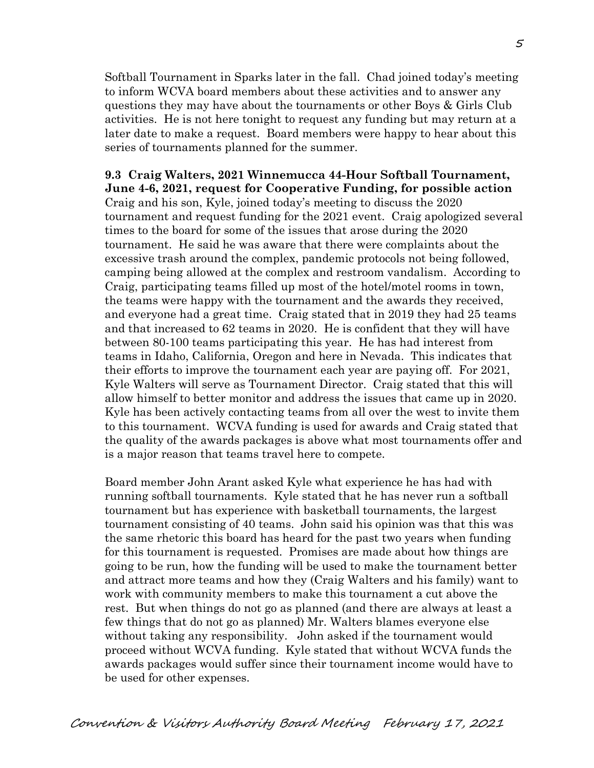Softball Tournament in Sparks later in the fall. Chad joined today's meeting to inform WCVA board members about these activities and to answer any questions they may have about the tournaments or other Boys & Girls Club activities. He is not here tonight to request any funding but may return at a later date to make a request. Board members were happy to hear about this series of tournaments planned for the summer.

**9.3 Craig Walters, 2021 Winnemucca 44-Hour Softball Tournament, June 4-6, 2021, request for Cooperative Funding, for possible action**
Craig and his son, Kyle, joined today's meeting to discuss the 2020 tournament and request funding for the 2021 event. Craig apologized several times to the board for some of the issues that arose during the 2020 tournament. He said he was aware that there were complaints about the excessive trash around the complex, pandemic protocols not being followed, camping being allowed at the complex and restroom vandalism. According to Craig, participating teams filled up most of the hotel/motel rooms in town, the teams were happy with the tournament and the awards they received, and everyone had a great time. Craig stated that in 2019 they had 25 teams and that increased to 62 teams in 2020. He is confident that they will have between 80-100 teams participating this year. He has had interest from teams in Idaho, California, Oregon and here in Nevada. This indicates that their efforts to improve the tournament each year are paying off. For 2021, Kyle Walters will serve as Tournament Director. Craig stated that this will allow himself to better monitor and address the issues that came up in 2020. Kyle has been actively contacting teams from all over the west to invite them to this tournament. WCVA funding is used for awards and Craig stated that the quality of the awards packages is above what most tournaments offer and is a major reason that teams travel here to compete.

Board member John Arant asked Kyle what experience he has had with running softball tournaments. Kyle stated that he has never run a softball tournament but has experience with basketball tournaments, the largest tournament consisting of 40 teams. John said his opinion was that this was the same rhetoric this board has heard for the past two years when funding for this tournament is requested. Promises are made about how things are going to be run, how the funding will be used to make the tournament better and attract more teams and how they (Craig Walters and his family) want to work with community members to make this tournament a cut above the rest. But when things do not go as planned (and there are always at least a few things that do not go as planned) Mr. Walters blames everyone else without taking any responsibility. John asked if the tournament would proceed without WCVA funding. Kyle stated that without WCVA funds the awards packages would suffer since their tournament income would have to be used for other expenses.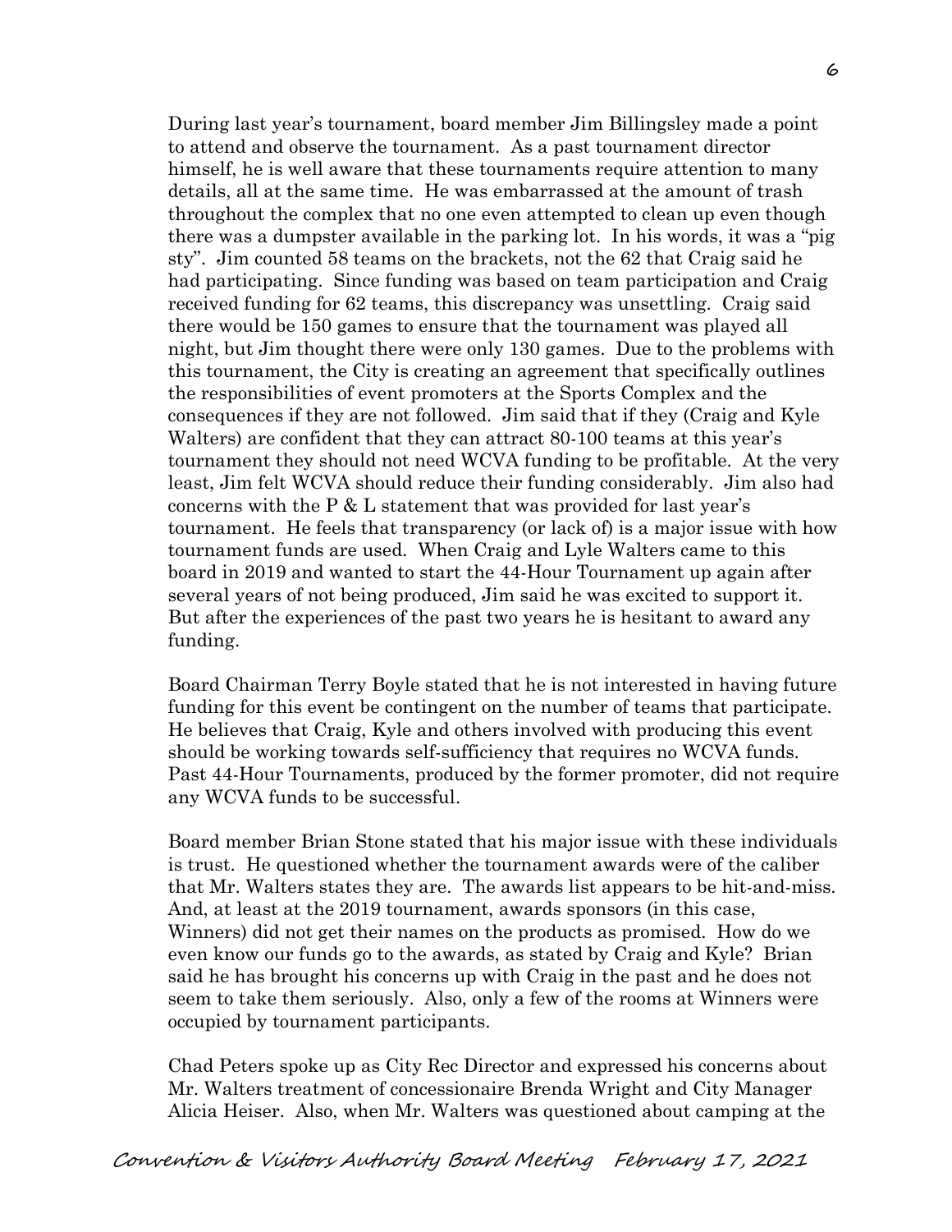During last year's tournament, board member Jim Billingsley made a point to attend and observe the tournament. As a past tournament director himself, he is well aware that these tournaments require attention to many details, all at the same time. He was embarrassed at the amount of trash throughout the complex that no one even attempted to clean up even though there was a dumpster available in the parking lot. In his words, it was a "pig sty". Jim counted 58 teams on the brackets, not the 62 that Craig said he had participating. Since funding was based on team participation and Craig received funding for 62 teams, this discrepancy was unsettling. Craig said there would be 150 games to ensure that the tournament was played all night, but Jim thought there were only 130 games. Due to the problems with this tournament, the City is creating an agreement that specifically outlines the responsibilities of event promoters at the Sports Complex and the consequences if they are not followed. Jim said that if they (Craig and Kyle Walters) are confident that they can attract 80-100 teams at this year's tournament they should not need WCVA funding to be profitable. At the very least, Jim felt WCVA should reduce their funding considerably. Jim also had concerns with the P & L statement that was provided for last year's tournament. He feels that transparency (or lack of) is a major issue with how tournament funds are used. When Craig and Lyle Walters came to this board in 2019 and wanted to start the 44-Hour Tournament up again after several years of not being produced, Jim said he was excited to support it. But after the experiences of the past two years he is hesitant to award any funding.

Board Chairman Terry Boyle stated that he is not interested in having future funding for this event be contingent on the number of teams that participate. He believes that Craig, Kyle and others involved with producing this event should be working towards self-sufficiency that requires no WCVA funds. Past 44-Hour Tournaments, produced by the former promoter, did not require any WCVA funds to be successful.

Board member Brian Stone stated that his major issue with these individuals is trust. He questioned whether the tournament awards were of the caliber that Mr. Walters states they are. The awards list appears to be hit-and-miss. And, at least at the 2019 tournament, awards sponsors (in this case, Winners) did not get their names on the products as promised. How do we even know our funds go to the awards, as stated by Craig and Kyle? Brian said he has brought his concerns up with Craig in the past and he does not seem to take them seriously. Also, only a few of the rooms at Winners were occupied by tournament participants.

Chad Peters spoke up as City Rec Director and expressed his concerns about Mr. Walters treatment of concessionaire Brenda Wright and City Manager Alicia Heiser. Also, when Mr. Walters was questioned about camping at the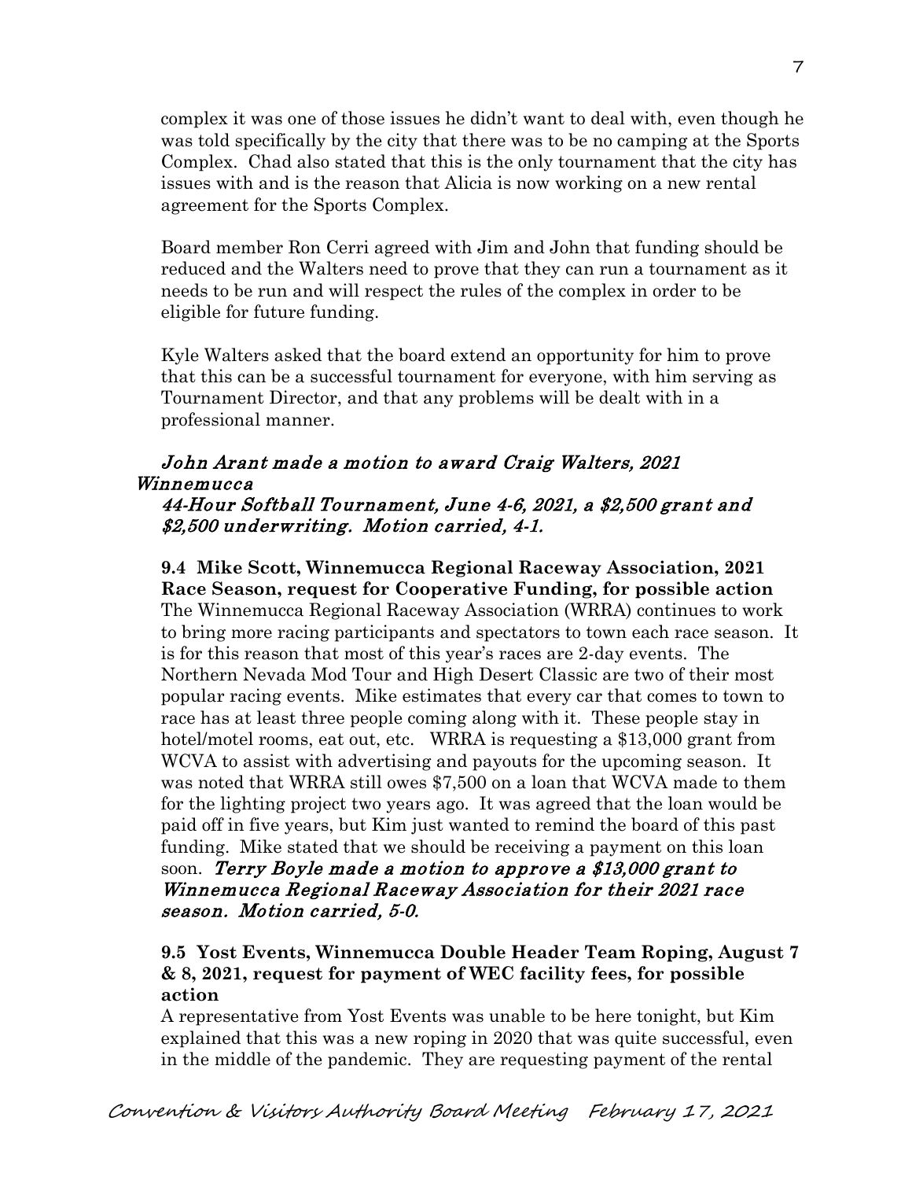complex it was one of those issues he didn't want to deal with, even though he was told specifically by the city that there was to be no camping at the Sports Complex. Chad also stated that this is the only tournament that the city has issues with and is the reason that Alicia is now working on a new rental agreement for the Sports Complex.

Board member Ron Cerri agreed with Jim and John that funding should be reduced and the Walters need to prove that they can run a tournament as it needs to be run and will respect the rules of the complex in order to be eligible for future funding.

Kyle Walters asked that the board extend an opportunity for him to prove that this can be a successful tournament for everyone, with him serving as Tournament Director, and that any problems will be dealt with in a professional manner.

*John Arant made a motion to award Craig Walters, 2021 Winnemucca 44-Hour Softball Tournament, June 4-6, 2021, a $2,500 grant and $2,500 underwriting. Motion carried, 4-1.*

**9.4 Mike Scott, Winnemucca Regional Raceway Association, 2021 Race Season, request for Cooperative Funding, for possible action**

The Winnemucca Regional Raceway Association (WRRA) continues to work to bring more racing participants and spectators to town each race season. It is for this reason that most of this year's races are 2-day events. The Northern Nevada Mod Tour and High Desert Classic are two of their most popular racing events. Mike estimates that every car that comes to town to race has at least three people coming along with it. These people stay in hotel/motel rooms, eat out, etc. WRRA is requesting a $13,000 grant from WCVA to assist with advertising and payouts for the upcoming season. It was noted that WRRA still owes $7,500 on a loan that WCVA made to them for the lighting project two years ago. It was agreed that the loan would be paid off in five years, but Kim just wanted to remind the board of this past funding. Mike stated that we should be receiving a payment on this loan soon. *Terry Boyle made a motion to approve a $13,000 grant to Winnemucca Regional Raceway Association for their 2021 race season. Motion carried, 5-0.*

**9.5 Yost Events, Winnemucca Double Header Team Roping, August 7 & 8, 2021, request for payment of WEC facility fees, for possible action**

A representative from Yost Events was unable to be here tonight, but Kim explained that this was a new roping in 2020 that was quite successful, even in the middle of the pandemic. They are requesting payment of the rental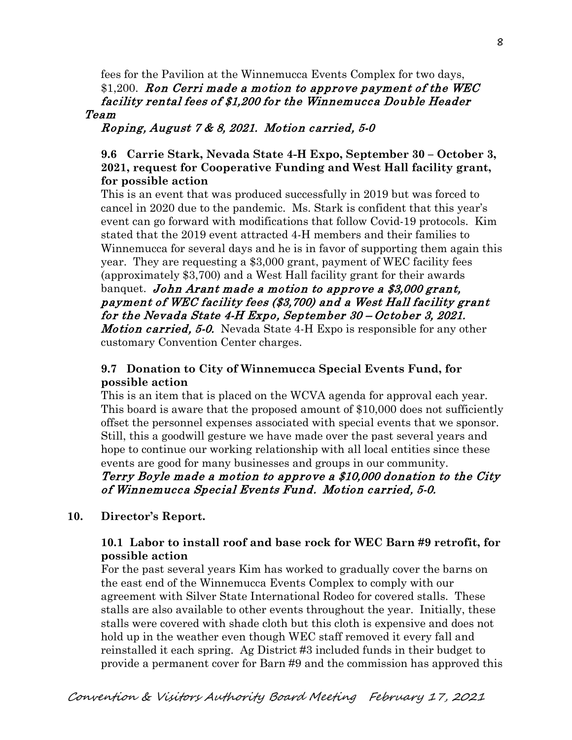fees for the Pavilion at the Winnemucca Events Complex for two days, $1,200. ***Ron Cerri made a motion to approve payment of the WEC facility rental fees of $1,200 for the Winnemucca Double Header Team Roping, August 7 & 8, 2021. Motion carried, 5-0***

**9.6 Carrie Stark, Nevada State 4-H Expo, September 30 – October 3, 2021, request for Cooperative Funding and West Hall facility grant, for possible action**

This is an event that was produced successfully in 2019 but was forced to cancel in 2020 due to the pandemic. Ms. Stark is confident that this year's event can go forward with modifications that follow Covid-19 protocols. Kim stated that the 2019 event attracted 4-H members and their families to Winnemucca for several days and he is in favor of supporting them again this year. They are requesting a $3,000 grant, payment of WEC facility fees (approximately $3,700) and a West Hall facility grant for their awards banquet. ***John Arant made a motion to approve a $3,000 grant, payment of WEC facility fees ($3,700) and a West Hall facility grant for the Nevada State 4-H Expo, September 30 – October 3, 2021. Motion carried, 5-0.*** Nevada State 4-H Expo is responsible for any other customary Convention Center charges.

**9.7 Donation to City of Winnemucca Special Events Fund, for possible action**

This is an item that is placed on the WCVA agenda for approval each year. This board is aware that the proposed amount of $10,000 does not sufficiently offset the personnel expenses associated with special events that we sponsor. Still, this a goodwill gesture we have made over the past several years and hope to continue our working relationship with all local entities since these events are good for many businesses and groups in our community. ***Terry Boyle made a motion to approve a $10,000 donation to the City of Winnemucca Special Events Fund. Motion carried, 5-0.***

**10. Director's Report.**

**10.1 Labor to install roof and base rock for WEC Barn #9 retrofit, for possible action**

For the past several years Kim has worked to gradually cover the barns on the east end of the Winnemucca Events Complex to comply with our agreement with Silver State International Rodeo for covered stalls. These stalls are also available to other events throughout the year. Initially, these stalls were covered with shade cloth but this cloth is expensive and does not hold up in the weather even though WEC staff removed it every fall and reinstalled it each spring. Ag District #3 included funds in their budget to provide a permanent cover for Barn #9 and the commission has approved this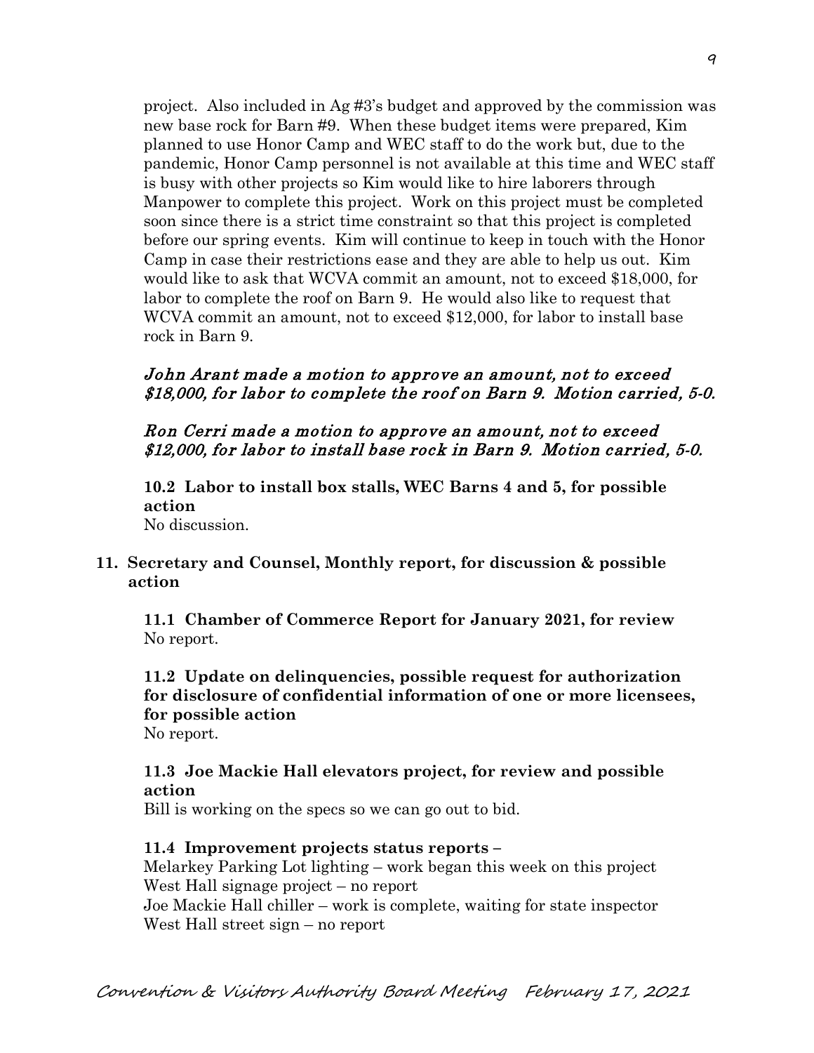project. Also included in Ag #3's budget and approved by the commission was new base rock for Barn #9. When these budget items were prepared, Kim planned to use Honor Camp and WEC staff to do the work but, due to the pandemic, Honor Camp personnel is not available at this time and WEC staff is busy with other projects so Kim would like to hire laborers through Manpower to complete this project. Work on this project must be completed soon since there is a strict time constraint so that this project is completed before our spring events. Kim will continue to keep in touch with the Honor Camp in case their restrictions ease and they are able to help us out. Kim would like to ask that WCVA commit an amount, not to exceed $18,000, for labor to complete the roof on Barn 9. He would also like to request that WCVA commit an amount, not to exceed $12,000, for labor to install base rock in Barn 9.

*John Arant made a motion to approve an amount, not to exceed $18,000, for labor to complete the roof on Barn 9. Motion carried, 5-0.*

*Ron Cerri made a motion to approve an amount, not to exceed $12,000, for labor to install base rock in Barn 9. Motion carried, 5-0.*

**10.2 Labor to install box stalls, WEC Barns 4 and 5, for possible action**

No discussion.

**11. Secretary and Counsel, Monthly report, for discussion & possible action**

**11.1 Chamber of Commerce Report for January 2021, for review**

No report.

**11.2 Update on delinquencies, possible request for authorization for disclosure of confidential information of one or more licensees, for possible action**

No report.

**11.3 Joe Mackie Hall elevators project, for review and possible action**

Bill is working on the specs so we can go out to bid.

**11.4 Improvement projects status reports –**

Melarkey Parking Lot lighting – work began this week on this project
West Hall signage project – no report
Joe Mackie Hall chiller – work is complete, waiting for state inspector
West Hall street sign – no report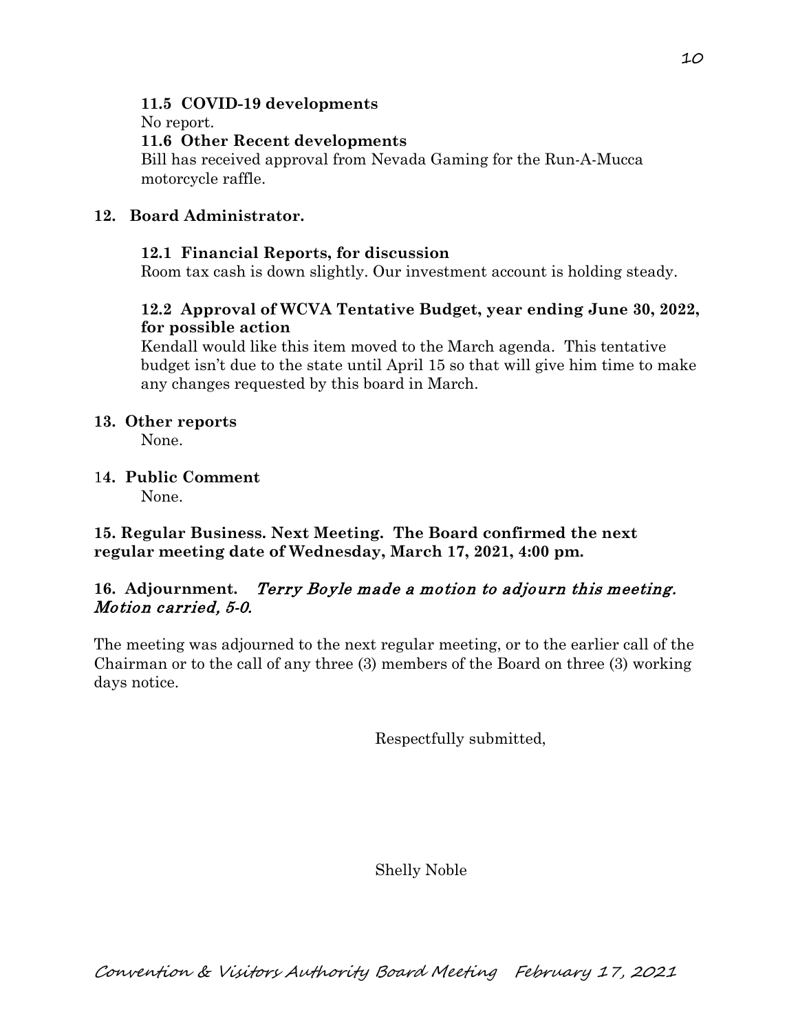**11.5 COVID-19 developments**

No report.

**11.6 Other Recent developments**

Bill has received approval from Nevada Gaming for the Run-A-Mucca motorcycle raffle.

**12. Board Administrator.**

**12.1 Financial Reports, for discussion**

Room tax cash is down slightly. Our investment account is holding steady.

**12.2 Approval of WCVA Tentative Budget, year ending June 30, 2022, for possible action**

Kendall would like this item moved to the March agenda. This tentative budget isn't due to the state until April 15 so that will give him time to make any changes requested by this board in March.

**13. Other reports**

None.

**14. Public Comment**

None.

**15. Regular Business. Next Meeting. The Board confirmed the next regular meeting date of Wednesday, March 17, 2021, 4:00 pm.**

**16. Adjournment.** *Terry Boyle made a motion to adjourn this meeting. Motion carried, 5-0.*

The meeting was adjourned to the next regular meeting, or to the earlier call of the Chairman or to the call of any three (3) members of the Board on three (3) working days notice.

Respectfully submitted,

Shelly Noble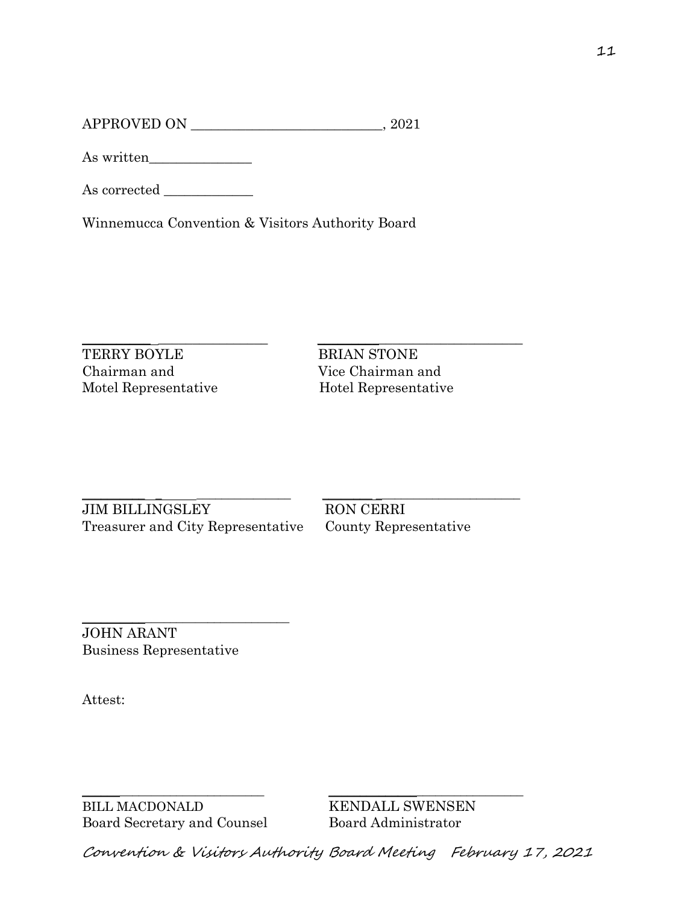APPROVED ON ____________________________, 2021

As written_______________

As corrected _____________

Winnemucca Convention & Visitors Authority Board

_________________________ 
TERRY BOYLE 
Chairman and 
Motel Representative

_________________________ 
BRIAN STONE 
Vice Chairman and 
Hotel Representative

_________________________ 
JIM BILLINGSLEY 
Treasurer and City Representative

_________________________ 
RON CERRI 
County Representative

_________________________ 
JOHN ARANT 
Business Representative

Attest:

_________________________ 
BILL MACDONALD 
Board Secretary and Counsel

_________________________ 
KENDALL SWENSEN 
Board Administrator